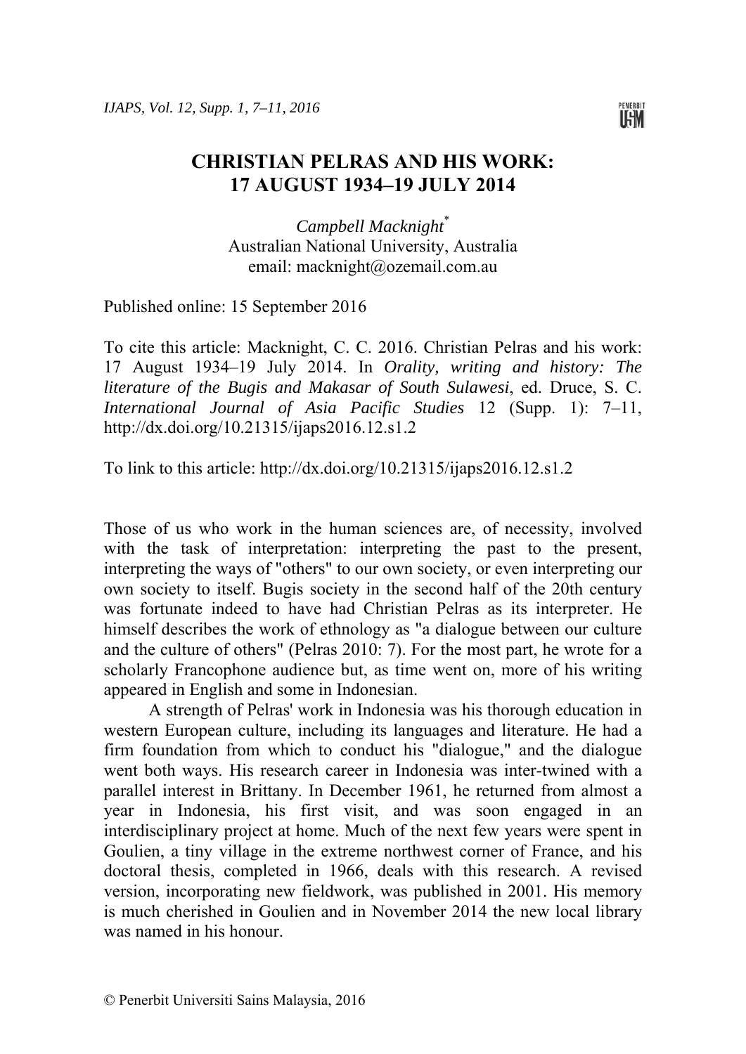# CHRISTIAN PELRAS AND HIS WORK: 17 AUGUST 1934–19 JULY 2014

*Campbell Macknight*[*]
Australian National University, Australia
email: macknight@ozemail.com.au

Published online: 15 September 2016

To cite this article: Macknight, C. C. 2016. Christian Pelras and his work: 17 August 1934–19 July 2014. In *Orality, writing and history: The literature of the Bugis and Makasar of South Sulawesi*, ed. Druce, S. C. *International Journal of Asia Pacific Studies* 12 (Supp. 1): 7–11, http://dx.doi.org/10.21315/ijaps2016.12.s1.2

To link to this article: http://dx.doi.org/10.21315/ijaps2016.12.s1.2

Those of us who work in the human sciences are, of necessity, involved with the task of interpretation: interpreting the past to the present, interpreting the ways of "others" to our own society, or even interpreting our own society to itself. Bugis society in the second half of the 20th century was fortunate indeed to have had Christian Pelras as its interpreter. He himself describes the work of ethnology as "a dialogue between our culture and the culture of others" (Pelras 2010: 7). For the most part, he wrote for a scholarly Francophone audience but, as time went on, more of his writing appeared in English and some in Indonesian.

A strength of Pelras' work in Indonesia was his thorough education in western European culture, including its languages and literature. He had a firm foundation from which to conduct his "dialogue," and the dialogue went both ways. His research career in Indonesia was inter-twined with a parallel interest in Brittany. In December 1961, he returned from almost a year in Indonesia, his first visit, and was soon engaged in an interdisciplinary project at home. Much of the next few years were spent in Goulien, a tiny village in the extreme northwest corner of France, and his doctoral thesis, completed in 1966, deals with this research. A revised version, incorporating new fieldwork, was published in 2001. His memory is much cherished in Goulien and in November 2014 the new local library was named in his honour.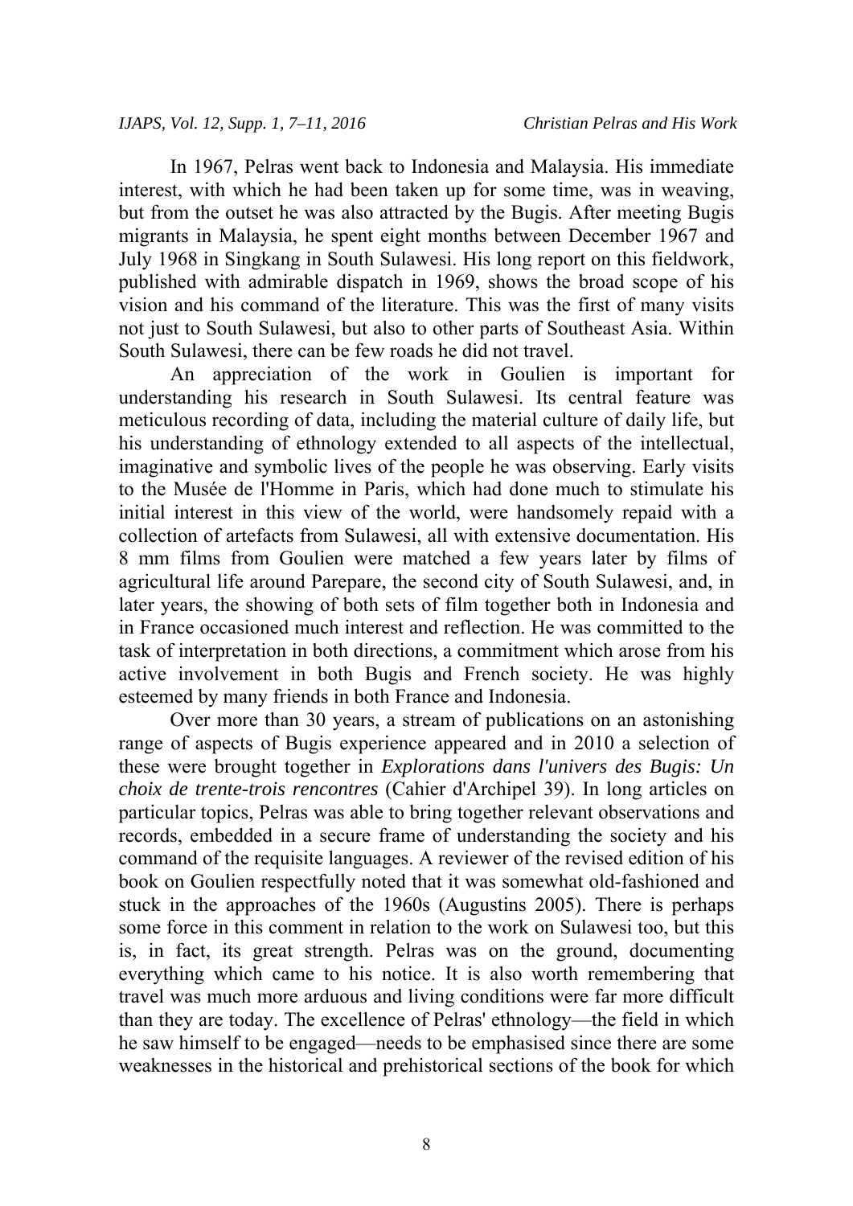In 1967, Pelras went back to Indonesia and Malaysia. His immediate interest, with which he had been taken up for some time, was in weaving, but from the outset he was also attracted by the Bugis. After meeting Bugis migrants in Malaysia, he spent eight months between December 1967 and July 1968 in Singkang in South Sulawesi. His long report on this fieldwork, published with admirable dispatch in 1969, shows the broad scope of his vision and his command of the literature. This was the first of many visits not just to South Sulawesi, but also to other parts of Southeast Asia. Within South Sulawesi, there can be few roads he did not travel.

An appreciation of the work in Goulien is important for understanding his research in South Sulawesi. Its central feature was meticulous recording of data, including the material culture of daily life, but his understanding of ethnology extended to all aspects of the intellectual, imaginative and symbolic lives of the people he was observing. Early visits to the Musée de l'Homme in Paris, which had done much to stimulate his initial interest in this view of the world, were handsomely repaid with a collection of artefacts from Sulawesi, all with extensive documentation. His 8 mm films from Goulien were matched a few years later by films of agricultural life around Parepare, the second city of South Sulawesi, and, in later years, the showing of both sets of film together both in Indonesia and in France occasioned much interest and reflection. He was committed to the task of interpretation in both directions, a commitment which arose from his active involvement in both Bugis and French society. He was highly esteemed by many friends in both France and Indonesia.

Over more than 30 years, a stream of publications on an astonishing range of aspects of Bugis experience appeared and in 2010 a selection of these were brought together in *Explorations dans l'univers des Bugis: Un choix de trente-trois rencontres* (Cahier d'Archipel 39). In long articles on particular topics, Pelras was able to bring together relevant observations and records, embedded in a secure frame of understanding the society and his command of the requisite languages. A reviewer of the revised edition of his book on Goulien respectfully noted that it was somewhat old-fashioned and stuck in the approaches of the 1960s (Augustins 2005). There is perhaps some force in this comment in relation to the work on Sulawesi too, but this is, in fact, its great strength. Pelras was on the ground, documenting everything which came to his notice. It is also worth remembering that travel was much more arduous and living conditions were far more difficult than they are today. The excellence of Pelras' ethnology—the field in which he saw himself to be engaged—needs to be emphasised since there are some weaknesses in the historical and prehistorical sections of the book for which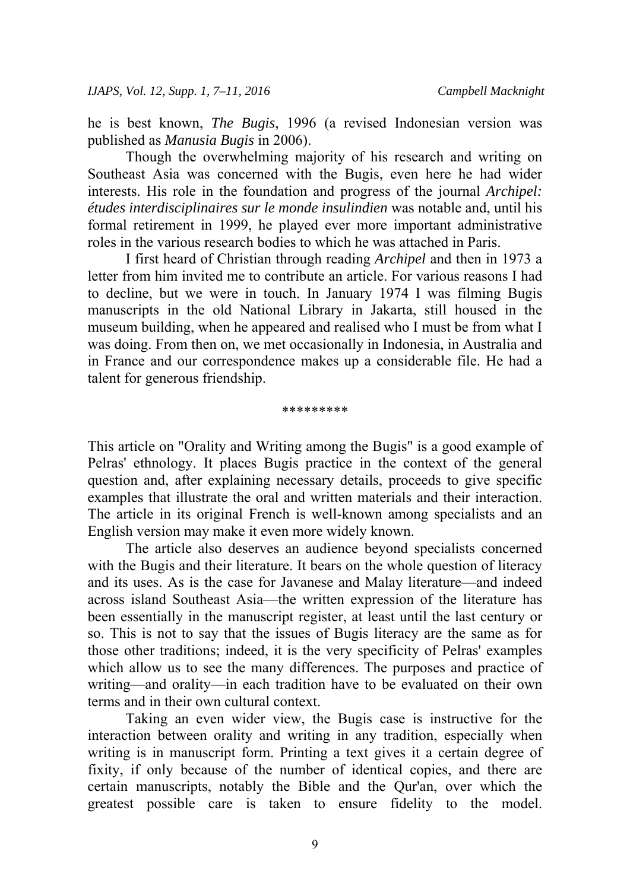he is best known, *The Bugis*, 1996 (a revised Indonesian version was published as *Manusia Bugis* in 2006).

Though the overwhelming majority of his research and writing on Southeast Asia was concerned with the Bugis, even here he had wider interests. His role in the foundation and progress of the journal *Archipel: études interdisciplinaires sur le monde insulindien* was notable and, until his formal retirement in 1999, he played ever more important administrative roles in the various research bodies to which he was attached in Paris.

I first heard of Christian through reading *Archipel* and then in 1973 a letter from him invited me to contribute an article. For various reasons I had to decline, but we were in touch. In January 1974 I was filming Bugis manuscripts in the old National Library in Jakarta, still housed in the museum building, when he appeared and realised who I must be from what I was doing. From then on, we met occasionally in Indonesia, in Australia and in France and our correspondence makes up a considerable file. He had a talent for generous friendship.

\*\*\*\*\*\*\*\*\*

This article on "Orality and Writing among the Bugis" is a good example of Pelras' ethnology. It places Bugis practice in the context of the general question and, after explaining necessary details, proceeds to give specific examples that illustrate the oral and written materials and their interaction. The article in its original French is well-known among specialists and an English version may make it even more widely known.

The article also deserves an audience beyond specialists concerned with the Bugis and their literature. It bears on the whole question of literacy and its uses. As is the case for Javanese and Malay literature—and indeed across island Southeast Asia—the written expression of the literature has been essentially in the manuscript register, at least until the last century or so. This is not to say that the issues of Bugis literacy are the same as for those other traditions; indeed, it is the very specificity of Pelras' examples which allow us to see the many differences. The purposes and practice of writing—and orality—in each tradition have to be evaluated on their own terms and in their own cultural context.

Taking an even wider view, the Bugis case is instructive for the interaction between orality and writing in any tradition, especially when writing is in manuscript form. Printing a text gives it a certain degree of fixity, if only because of the number of identical copies, and there are certain manuscripts, notably the Bible and the Qur'an, over which the greatest possible care is taken to ensure fidelity to the model.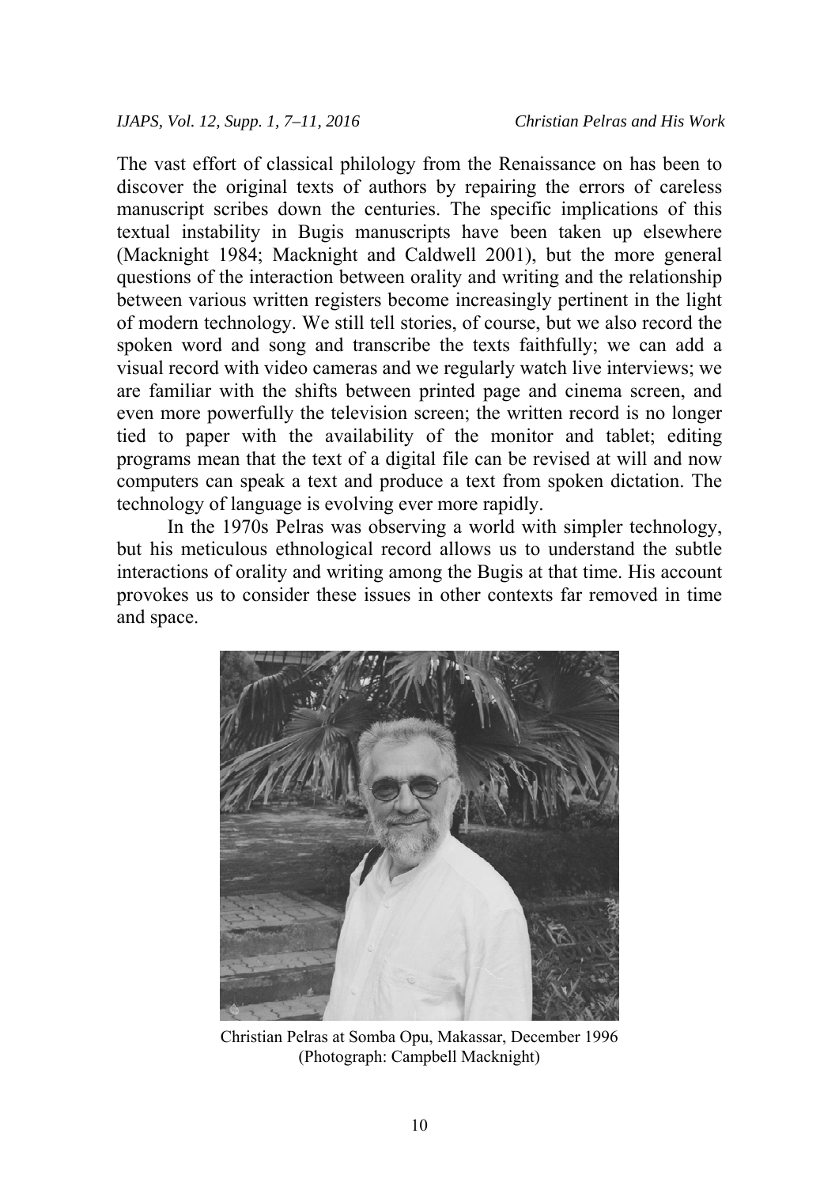The vast effort of classical philology from the Renaissance on has been to discover the original texts of authors by repairing the errors of careless manuscript scribes down the centuries. The specific implications of this textual instability in Bugis manuscripts have been taken up elsewhere (Macknight 1984; Macknight and Caldwell 2001), but the more general questions of the interaction between orality and writing and the relationship between various written registers become increasingly pertinent in the light of modern technology. We still tell stories, of course, but we also record the spoken word and song and transcribe the texts faithfully; we can add a visual record with video cameras and we regularly watch live interviews; we are familiar with the shifts between printed page and cinema screen, and even more powerfully the television screen; the written record is no longer tied to paper with the availability of the monitor and tablet; editing programs mean that the text of a digital file can be revised at will and now computers can speak a text and produce a text from spoken dictation. The technology of language is evolving ever more rapidly.

In the 1970s Pelras was observing a world with simpler technology, but his meticulous ethnological record allows us to understand the subtle interactions of orality and writing among the Bugis at that time. His account provokes us to consider these issues in other contexts far removed in time and space.

Christian Pelras at Somba Opu, Makassar, December 1996
(Photograph: Campbell Macknight)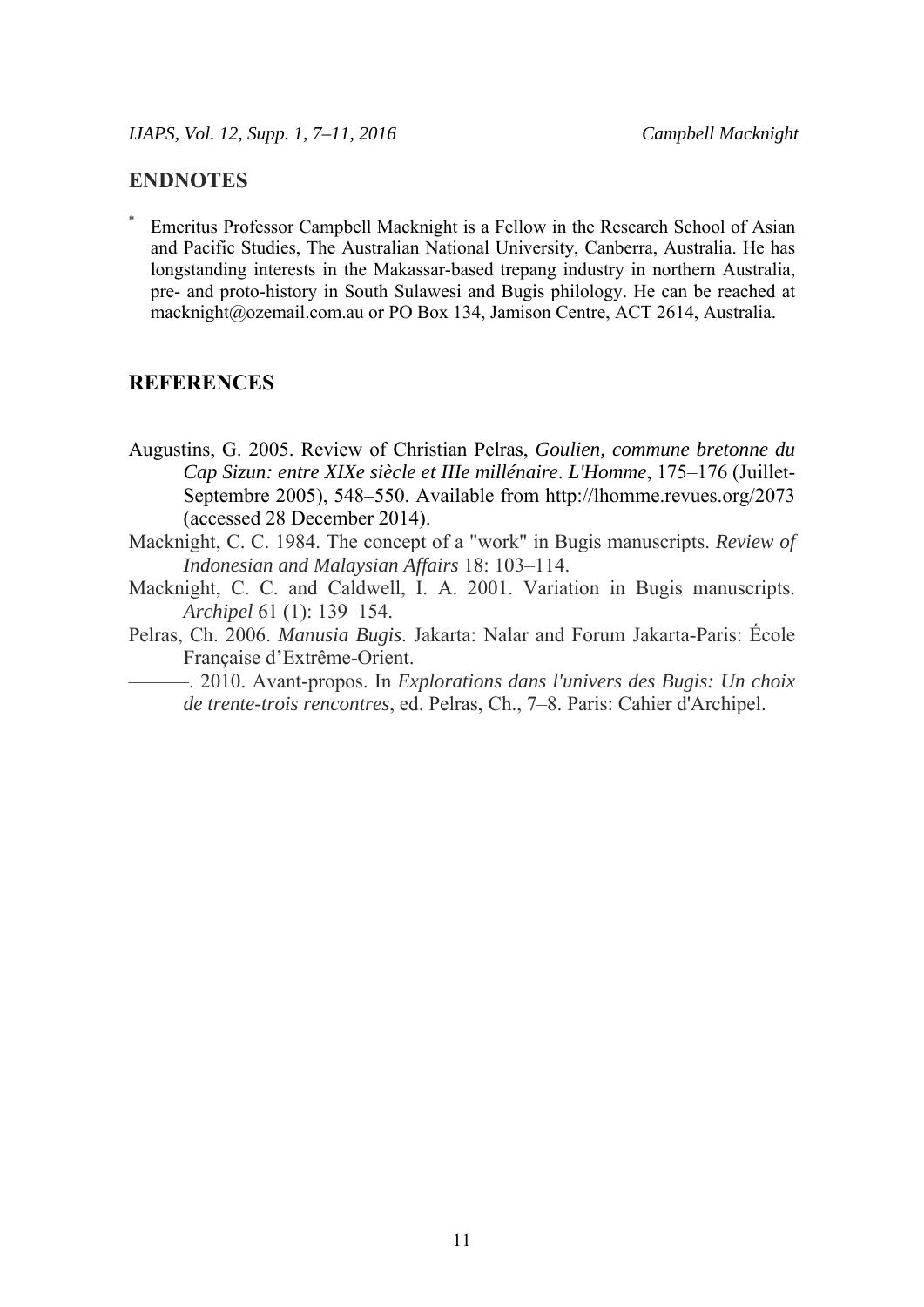## ENDNOTES

\* Emeritus Professor Campbell Macknight is a Fellow in the Research School of Asian and Pacific Studies, The Australian National University, Canberra, Australia. He has longstanding interests in the Makassar-based trepang industry in northern Australia, pre- and proto-history in South Sulawesi and Bugis philology. He can be reached at macknight@ozemail.com.au or PO Box 134, Jamison Centre, ACT 2614, Australia.

## REFERENCES

Augustins, G. 2005. Review of Christian Pelras, *Goulien, commune bretonne du Cap Sizun: entre XIXe siècle et IIIe millénaire*. *L'Homme*, 175–176 (Juillet-Septembre 2005), 548–550. Available from http://lhomme.revues.org/2073 (accessed 28 December 2014).

Macknight, C. C. 1984. The concept of a "work" in Bugis manuscripts. *Review of Indonesian and Malaysian Affairs* 18: 103–114.

Macknight, C. C. and Caldwell, I. A. 2001. Variation in Bugis manuscripts. *Archipel* 61 (1): 139–154.

Pelras, Ch. 2006. *Manusia Bugis*. Jakarta: Nalar and Forum Jakarta-Paris: École Française d'Extrême-Orient.

———. 2010. Avant-propos. In *Explorations dans l'univers des Bugis: Un choix de trente-trois rencontres*, ed. Pelras, Ch., 7–8. Paris: Cahier d'Archipel.